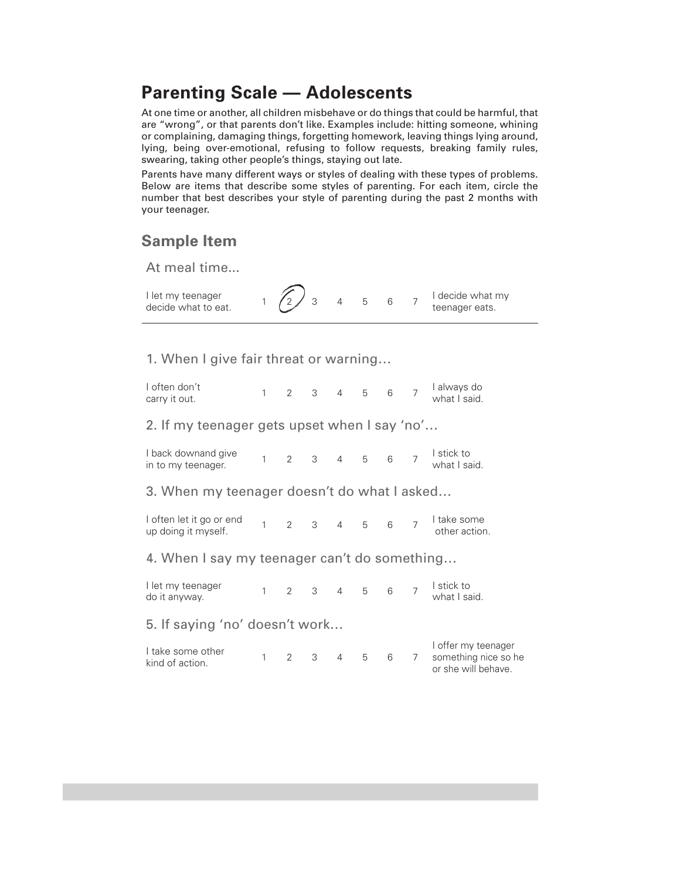# Parenting Scale — Adolescents

At one time or another, all children misbehave or do things that could be harmful, that are "wrong", or that parents don't like. Examples include: hitting someone, whining or complaining, damaging things, forgetting homework, leaving things lying around, lying, being over-emotional, refusing to follow requests, breaking family rules, swearing, taking other people's things, staying out late.

Parents have many different ways or styles of dealing with these types of problems. Below are items that describe some styles of parenting. For each item, circle the number that best describes your style of parenting during the past 2 months with your teenager.

## Sample Item

At meal time...

| | | | | | | | | |
|---|---|---|---|---|---|---|---|---|
| I let my teenager decide what to eat. | 1 | (2) | 3 | 4 | 5 | 6 | 7 | I decide what my teenager eats. |

---

1. When I give fair threat or warning…

| | | | | | | | | |
|---|---|---|---|---|---|---|---|---|
| I often don't carry it out. | 1 | 2 | 3 | 4 | 5 | 6 | 7 | I always do what I said. |

2. If my teenager gets upset when I say 'no'…

| | | | | | | | | |
|---|---|---|---|---|---|---|---|---|
| I back downand give in to my teenager. | 1 | 2 | 3 | 4 | 5 | 6 | 7 | I stick to what I said. |

3. When my teenager doesn't do what I asked…

| | | | | | | | | |
|---|---|---|---|---|---|---|---|---|
| I often let it go or end up doing it myself. | 1 | 2 | 3 | 4 | 5 | 6 | 7 | I take some other action. |

4. When I say my teenager can't do something…

| | | | | | | | | |
|---|---|---|---|---|---|---|---|---|
| I let my teenager do it anyway. | 1 | 2 | 3 | 4 | 5 | 6 | 7 | I stick to what I said. |

5. If saying 'no' doesn't work…

| | | | | | | | | |
|---|---|---|---|---|---|---|---|---|
| I take some other kind of action. | 1 | 2 | 3 | 4 | 5 | 6 | 7 | I offer my teenager something nice so he or she will behave. |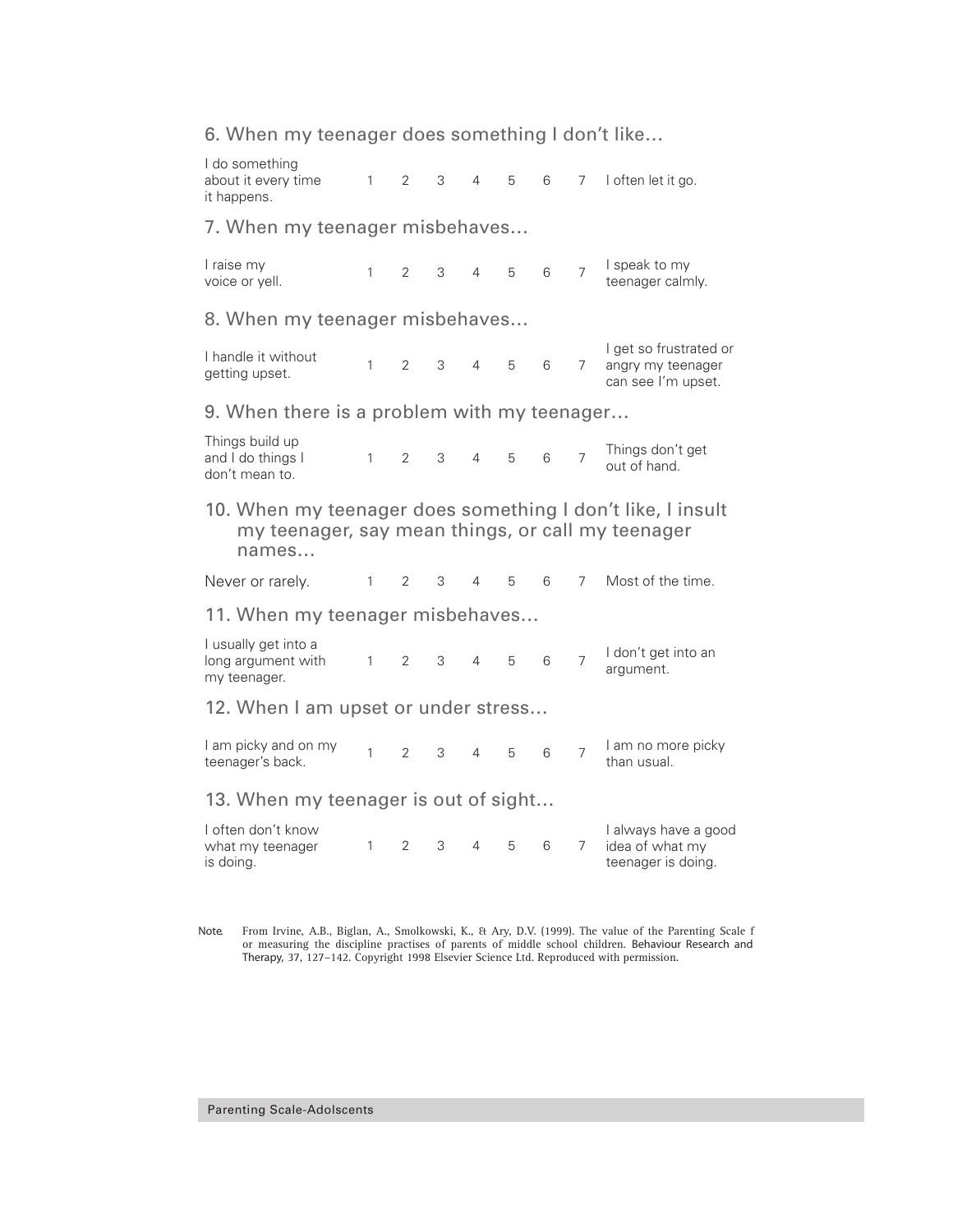6. When my teenager does something I don't like…

| | | | | | | | | |
|---|---|---|---|---|---|---|---|---|
| I do something about it every time it happens. | 1 | 2 | 3 | 4 | 5 | 6 | 7 | I often let it go. |

7. When my teenager misbehaves…

| | | | | | | | | |
|---|---|---|---|---|---|---|---|---|
| I raise my voice or yell. | 1 | 2 | 3 | 4 | 5 | 6 | 7 | I speak to my teenager calmly. |

8. When my teenager misbehaves…

| | | | | | | | | |
|---|---|---|---|---|---|---|---|---|
| I handle it without getting upset. | 1 | 2 | 3 | 4 | 5 | 6 | 7 | I get so frustrated or angry my teenager can see I'm upset. |

9. When there is a problem with my teenager…

| | | | | | | | | |
|---|---|---|---|---|---|---|---|---|
| Things build up and I do things I don't mean to. | 1 | 2 | 3 | 4 | 5 | 6 | 7 | Things don't get out of hand. |

10. When my teenager does something I don't like, I insult my teenager, say mean things, or call my teenager names…

| | | | | | | | | |
|---|---|---|---|---|---|---|---|---|
| Never or rarely. | 1 | 2 | 3 | 4 | 5 | 6 | 7 | Most of the time. |

11. When my teenager misbehaves…

| | | | | | | | | |
|---|---|---|---|---|---|---|---|---|
| I usually get into a long argument with my teenager. | 1 | 2 | 3 | 4 | 5 | 6 | 7 | I don't get into an argument. |

12. When I am upset or under stress…

| | | | | | | | | |
|---|---|---|---|---|---|---|---|---|
| I am picky and on my teenager's back. | 1 | 2 | 3 | 4 | 5 | 6 | 7 | I am no more picky than usual. |

13. When my teenager is out of sight…

| | | | | | | | | |
|---|---|---|---|---|---|---|---|---|
| I often don't know what my teenager is doing. | 1 | 2 | 3 | 4 | 5 | 6 | 7 | I always have a good idea of what my teenager is doing. |

Note From Irvine, A.B., Biglan, A., Smolkowski, K., & Ary, D.V. (1999). The value of the Parenting Scale f or measuring the discipline practises of parents of middle school children. *Behaviour Research and Therapy*, 37, 127–142. Copyright 1998 Elsevier Science Ltd. Reproduced with permission.